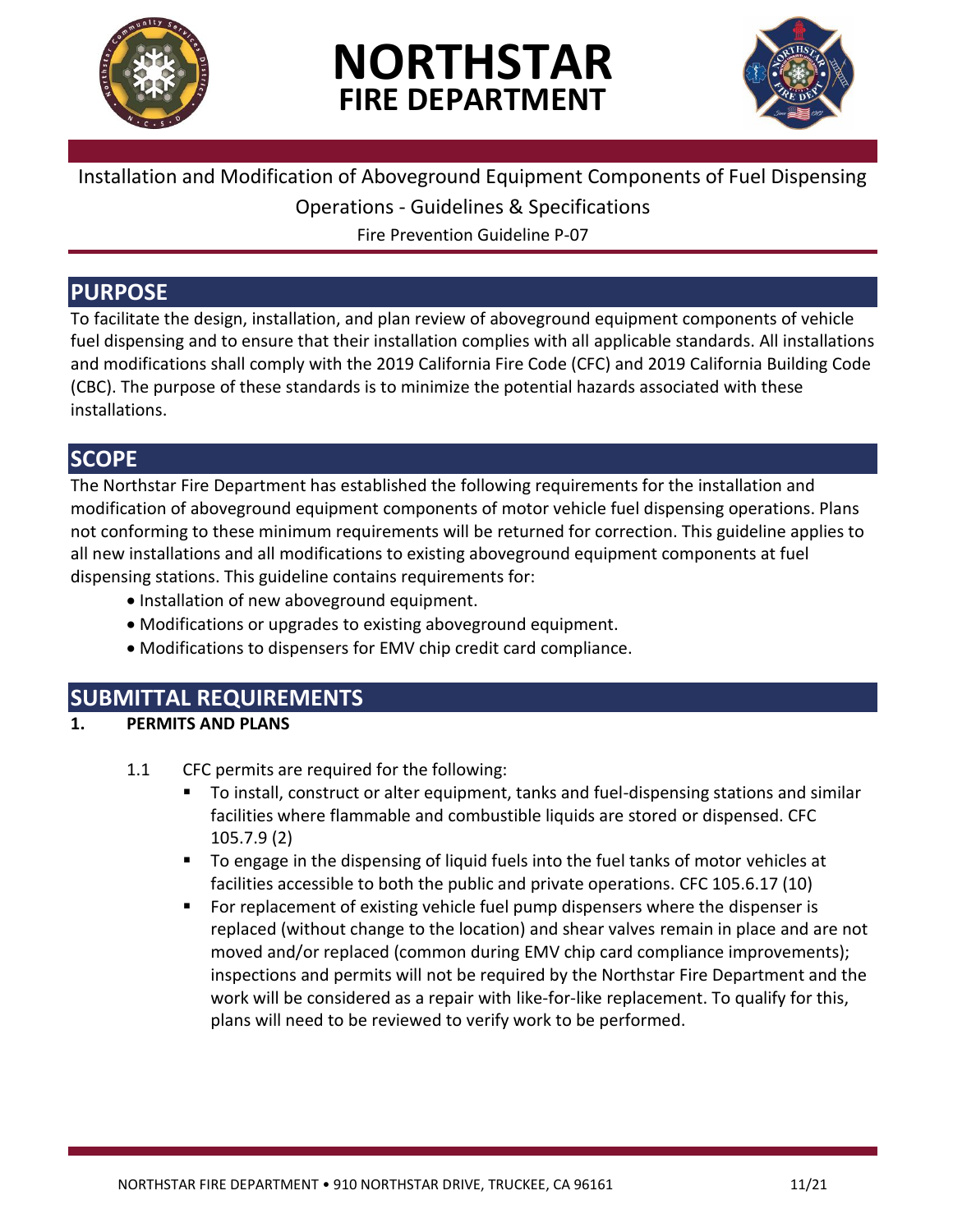# NORTHSTAR FIRE DEPARTMENT

Installation and Modification of Aboveground Equipment Components of Fuel Dispensing Operations - Guidelines & Specifications

Fire Prevention Guideline P-07

## PURPOSE

To facilitate the design, installation, and plan review of aboveground equipment components of vehicle fuel dispensing and to ensure that their installation complies with all applicable standards. All installations and modifications shall comply with the 2019 California Fire Code (CFC) and 2019 California Building Code (CBC). The purpose of these standards is to minimize the potential hazards associated with these installations.

## SCOPE

The Northstar Fire Department has established the following requirements for the installation and modification of aboveground equipment components of motor vehicle fuel dispensing operations. Plans not conforming to these minimum requirements will be returned for correction. This guideline applies to all new installations and all modifications to existing aboveground equipment components at fuel dispensing stations. This guideline contains requirements for:

- Installation of new aboveground equipment.
- Modifications or upgrades to existing aboveground equipment.
- Modifications to dispensers for EMV chip credit card compliance.

## SUBMITTAL REQUIREMENTS

**1. PERMITS AND PLANS**

1.1 CFC permits are required for the following:

- To install, construct or alter equipment, tanks and fuel-dispensing stations and similar facilities where flammable and combustible liquids are stored or dispensed. CFC 105.7.9 (2)
- To engage in the dispensing of liquid fuels into the fuel tanks of motor vehicles at facilities accessible to both the public and private operations. CFC 105.6.17 (10)
- For replacement of existing vehicle fuel pump dispensers where the dispenser is replaced (without change to the location) and shear valves remain in place and are not moved and/or replaced (common during EMV chip card compliance improvements); inspections and permits will not be required by the Northstar Fire Department and the work will be considered as a repair with like-for-like replacement. To qualify for this, plans will need to be reviewed to verify work to be performed.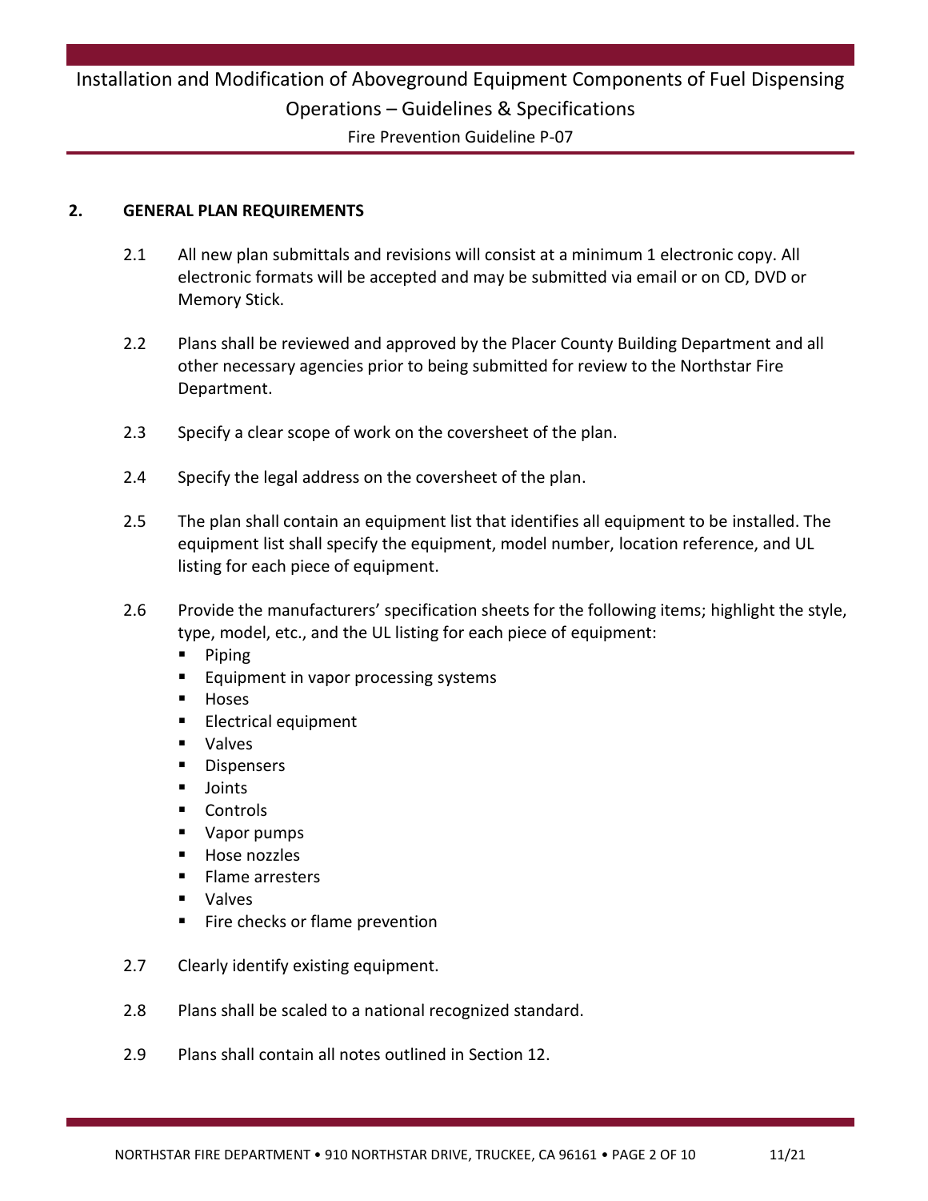## 2. GENERAL PLAN REQUIREMENTS

2.1 All new plan submittals and revisions will consist at a minimum 1 electronic copy. All electronic formats will be accepted and may be submitted via email or on CD, DVD or Memory Stick.

2.2 Plans shall be reviewed and approved by the Placer County Building Department and all other necessary agencies prior to being submitted for review to the Northstar Fire Department.

2.3 Specify a clear scope of work on the coversheet of the plan.

2.4 Specify the legal address on the coversheet of the plan.

2.5 The plan shall contain an equipment list that identifies all equipment to be installed. The equipment list shall specify the equipment, model number, location reference, and UL listing for each piece of equipment.

2.6 Provide the manufacturers' specification sheets for the following items; highlight the style, type, model, etc., and the UL listing for each piece of equipment:

- Piping
- Equipment in vapor processing systems
- Hoses
- Electrical equipment
- Valves
- Dispensers
- Joints
- Controls
- Vapor pumps
- Hose nozzles
- Flame arresters
- Valves
- Fire checks or flame prevention

2.7 Clearly identify existing equipment.

2.8 Plans shall be scaled to a national recognized standard.

2.9 Plans shall contain all notes outlined in Section 12.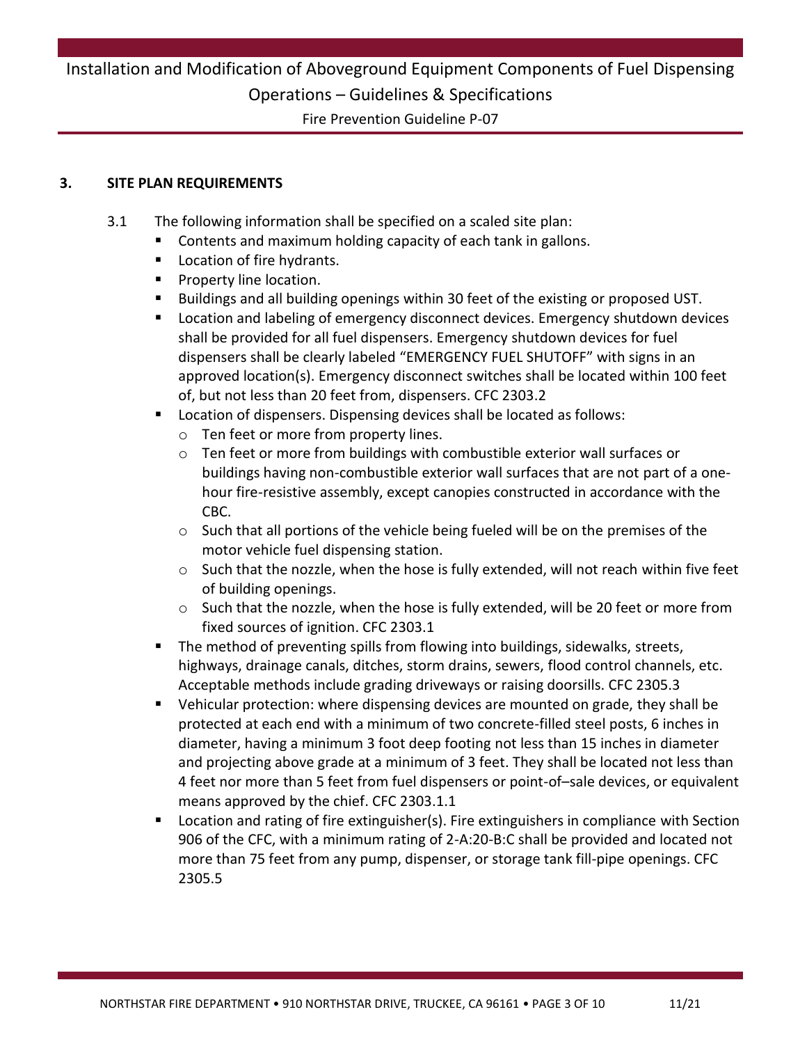## 3. SITE PLAN REQUIREMENTS

3.1 The following information shall be specified on a scaled site plan:

- Contents and maximum holding capacity of each tank in gallons.
- Location of fire hydrants.
- Property line location.
- Buildings and all building openings within 30 feet of the existing or proposed UST.
- Location and labeling of emergency disconnect devices. Emergency shutdown devices shall be provided for all fuel dispensers. Emergency shutdown devices for fuel dispensers shall be clearly labeled "EMERGENCY FUEL SHUTOFF" with signs in an approved location(s). Emergency disconnect switches shall be located within 100 feet of, but not less than 20 feet from, dispensers. CFC 2303.2
- Location of dispensers. Dispensing devices shall be located as follows:
  - Ten feet or more from property lines.
  - Ten feet or more from buildings with combustible exterior wall surfaces or buildings having non-combustible exterior wall surfaces that are not part of a one-hour fire-resistive assembly, except canopies constructed in accordance with the CBC.
  - Such that all portions of the vehicle being fueled will be on the premises of the motor vehicle fuel dispensing station.
  - Such that the nozzle, when the hose is fully extended, will not reach within five feet of building openings.
  - Such that the nozzle, when the hose is fully extended, will be 20 feet or more from fixed sources of ignition. CFC 2303.1
- The method of preventing spills from flowing into buildings, sidewalks, streets, highways, drainage canals, ditches, storm drains, sewers, flood control channels, etc. Acceptable methods include grading driveways or raising doorsills. CFC 2305.3
- Vehicular protection: where dispensing devices are mounted on grade, they shall be protected at each end with a minimum of two concrete-filled steel posts, 6 inches in diameter, having a minimum 3 foot deep footing not less than 15 inches in diameter and projecting above grade at a minimum of 3 feet. They shall be located not less than 4 feet nor more than 5 feet from fuel dispensers or point-of–sale devices, or equivalent means approved by the chief. CFC 2303.1.1
- Location and rating of fire extinguisher(s). Fire extinguishers in compliance with Section 906 of the CFC, with a minimum rating of 2-A:20-B:C shall be provided and located not more than 75 feet from any pump, dispenser, or storage tank fill-pipe openings. CFC 2305.5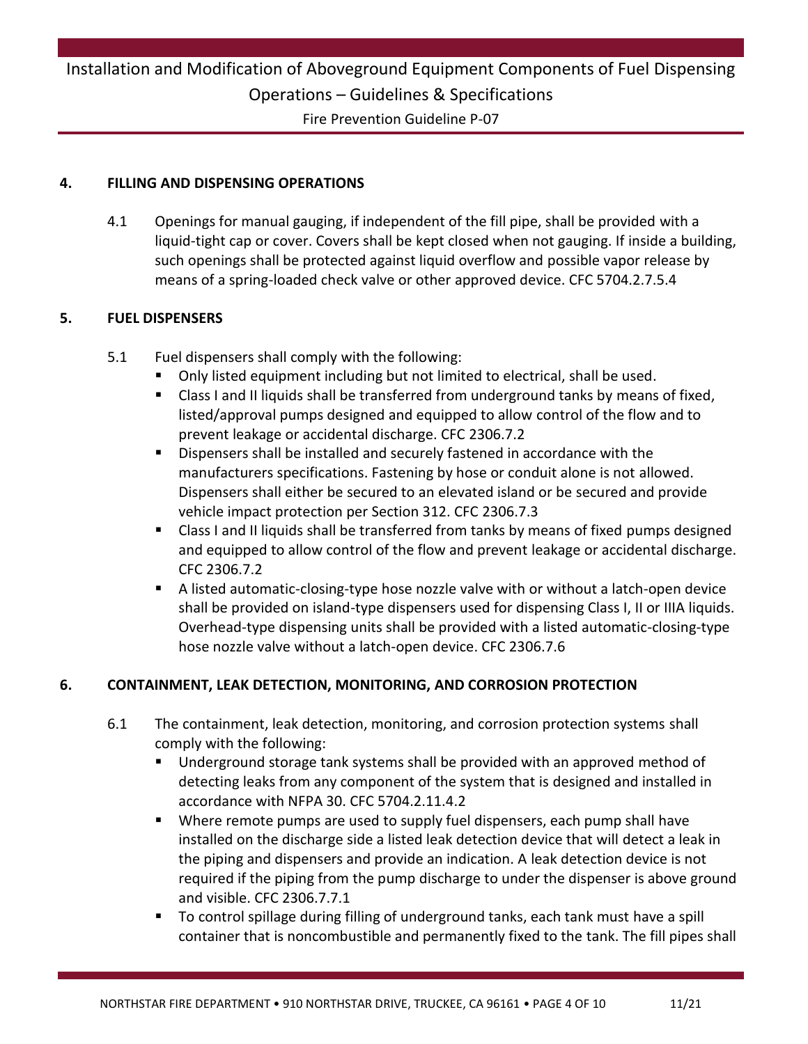## 4. FILLING AND DISPENSING OPERATIONS

4.1 Openings for manual gauging, if independent of the fill pipe, shall be provided with a liquid-tight cap or cover. Covers shall be kept closed when not gauging. If inside a building, such openings shall be protected against liquid overflow and possible vapor release by means of a spring-loaded check valve or other approved device. CFC 5704.2.7.5.4

## 5. FUEL DISPENSERS

5.1 Fuel dispensers shall comply with the following:

- Only listed equipment including but not limited to electrical, shall be used.
- Class I and II liquids shall be transferred from underground tanks by means of fixed, listed/approval pumps designed and equipped to allow control of the flow and to prevent leakage or accidental discharge. CFC 2306.7.2
- Dispensers shall be installed and securely fastened in accordance with the manufacturers specifications. Fastening by hose or conduit alone is not allowed. Dispensers shall either be secured to an elevated island or be secured and provide vehicle impact protection per Section 312. CFC 2306.7.3
- Class I and II liquids shall be transferred from tanks by means of fixed pumps designed and equipped to allow control of the flow and prevent leakage or accidental discharge. CFC 2306.7.2
- A listed automatic-closing-type hose nozzle valve with or without a latch-open device shall be provided on island-type dispensers used for dispensing Class I, II or IIIA liquids. Overhead-type dispensing units shall be provided with a listed automatic-closing-type hose nozzle valve without a latch-open device. CFC 2306.7.6

## 6. CONTAINMENT, LEAK DETECTION, MONITORING, AND CORROSION PROTECTION

6.1 The containment, leak detection, monitoring, and corrosion protection systems shall comply with the following:

- Underground storage tank systems shall be provided with an approved method of detecting leaks from any component of the system that is designed and installed in accordance with NFPA 30. CFC 5704.2.11.4.2
- Where remote pumps are used to supply fuel dispensers, each pump shall have installed on the discharge side a listed leak detection device that will detect a leak in the piping and dispensers and provide an indication. A leak detection device is not required if the piping from the pump discharge to under the dispenser is above ground and visible. CFC 2306.7.7.1
- To control spillage during filling of underground tanks, each tank must have a spill container that is noncombustible and permanently fixed to the tank. The fill pipes shall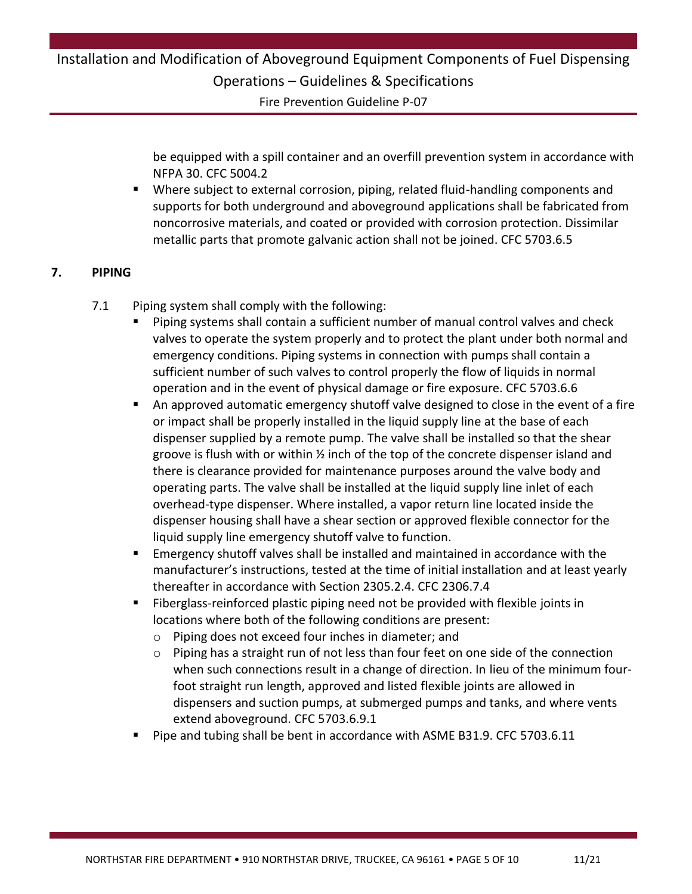be equipped with a spill container and an overfill prevention system in accordance with NFPA 30. CFC 5004.2

- Where subject to external corrosion, piping, related fluid-handling components and supports for both underground and aboveground applications shall be fabricated from noncorrosive materials, and coated or provided with corrosion protection. Dissimilar metallic parts that promote galvanic action shall not be joined. CFC 5703.6.5

## 7. PIPING

7.1 Piping system shall comply with the following:

- Piping systems shall contain a sufficient number of manual control valves and check valves to operate the system properly and to protect the plant under both normal and emergency conditions. Piping systems in connection with pumps shall contain a sufficient number of such valves to control properly the flow of liquids in normal operation and in the event of physical damage or fire exposure. CFC 5703.6.6
- An approved automatic emergency shutoff valve designed to close in the event of a fire or impact shall be properly installed in the liquid supply line at the base of each dispenser supplied by a remote pump. The valve shall be installed so that the shear groove is flush with or within ½ inch of the top of the concrete dispenser island and there is clearance provided for maintenance purposes around the valve body and operating parts. The valve shall be installed at the liquid supply line inlet of each overhead-type dispenser. Where installed, a vapor return line located inside the dispenser housing shall have a shear section or approved flexible connector for the liquid supply line emergency shutoff valve to function.
- Emergency shutoff valves shall be installed and maintained in accordance with the manufacturer's instructions, tested at the time of initial installation and at least yearly thereafter in accordance with Section 2305.2.4. CFC 2306.7.4
- Fiberglass-reinforced plastic piping need not be provided with flexible joints in locations where both of the following conditions are present:
  - Piping does not exceed four inches in diameter; and
  - Piping has a straight run of not less than four feet on one side of the connection when such connections result in a change of direction. In lieu of the minimum four-foot straight run length, approved and listed flexible joints are allowed in dispensers and suction pumps, at submerged pumps and tanks, and where vents extend aboveground. CFC 5703.6.9.1
- Pipe and tubing shall be bent in accordance with ASME B31.9. CFC 5703.6.11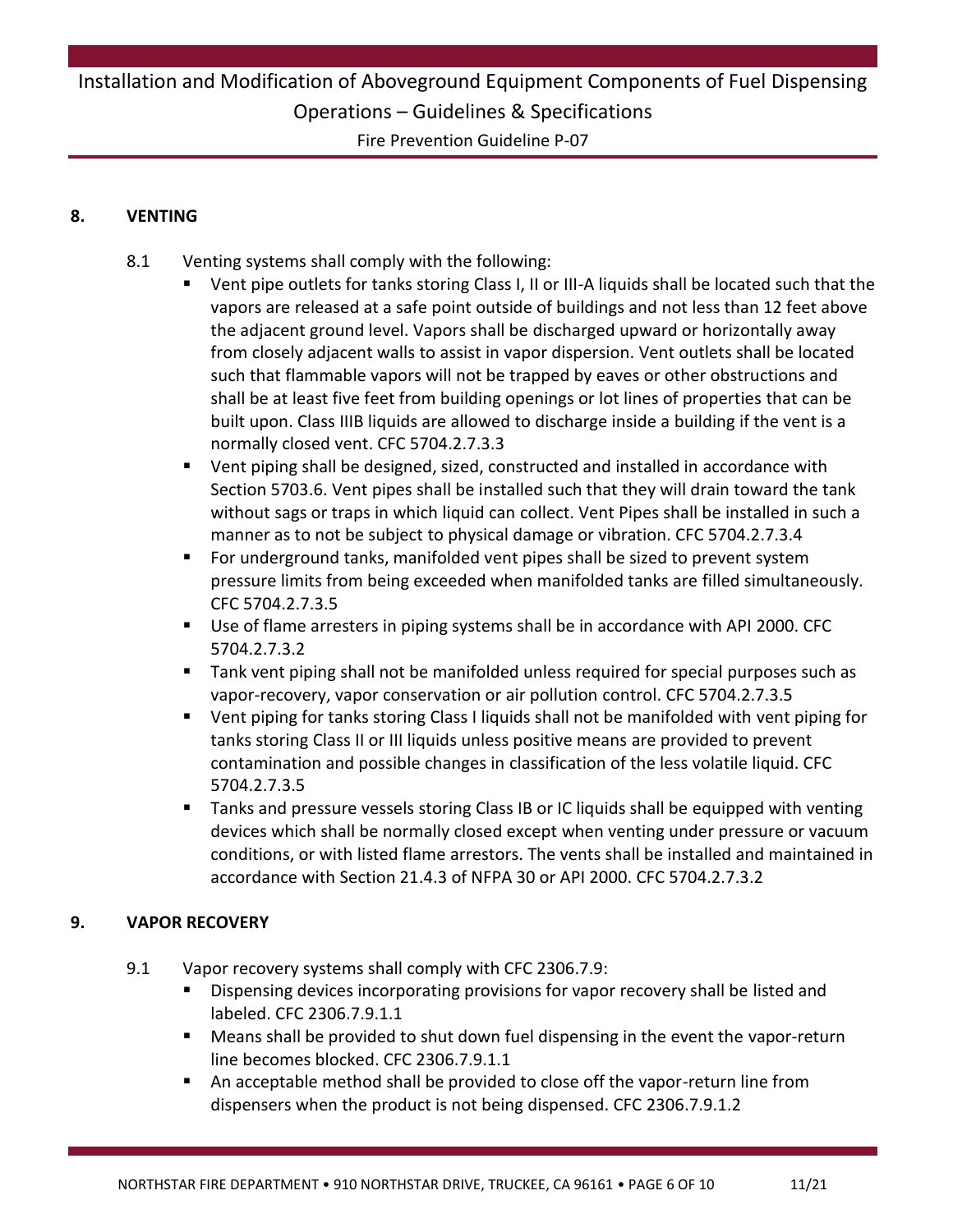## 8. VENTING

8.1 Venting systems shall comply with the following:

- Vent pipe outlets for tanks storing Class I, II or III-A liquids shall be located such that the vapors are released at a safe point outside of buildings and not less than 12 feet above the adjacent ground level. Vapors shall be discharged upward or horizontally away from closely adjacent walls to assist in vapor dispersion. Vent outlets shall be located such that flammable vapors will not be trapped by eaves or other obstructions and shall be at least five feet from building openings or lot lines of properties that can be built upon. Class IIIB liquids are allowed to discharge inside a building if the vent is a normally closed vent. CFC 5704.2.7.3.3
- Vent piping shall be designed, sized, constructed and installed in accordance with Section 5703.6. Vent pipes shall be installed such that they will drain toward the tank without sags or traps in which liquid can collect. Vent Pipes shall be installed in such a manner as to not be subject to physical damage or vibration. CFC 5704.2.7.3.4
- For underground tanks, manifolded vent pipes shall be sized to prevent system pressure limits from being exceeded when manifolded tanks are filled simultaneously. CFC 5704.2.7.3.5
- Use of flame arresters in piping systems shall be in accordance with API 2000. CFC 5704.2.7.3.2
- Tank vent piping shall not be manifolded unless required for special purposes such as vapor-recovery, vapor conservation or air pollution control. CFC 5704.2.7.3.5
- Vent piping for tanks storing Class I liquids shall not be manifolded with vent piping for tanks storing Class II or III liquids unless positive means are provided to prevent contamination and possible changes in classification of the less volatile liquid. CFC 5704.2.7.3.5
- Tanks and pressure vessels storing Class IB or IC liquids shall be equipped with venting devices which shall be normally closed except when venting under pressure or vacuum conditions, or with listed flame arrestors. The vents shall be installed and maintained in accordance with Section 21.4.3 of NFPA 30 or API 2000. CFC 5704.2.7.3.2

## 9. VAPOR RECOVERY

9.1 Vapor recovery systems shall comply with CFC 2306.7.9:

- Dispensing devices incorporating provisions for vapor recovery shall be listed and labeled. CFC 2306.7.9.1.1
- Means shall be provided to shut down fuel dispensing in the event the vapor-return line becomes blocked. CFC 2306.7.9.1.1
- An acceptable method shall be provided to close off the vapor-return line from dispensers when the product is not being dispensed. CFC 2306.7.9.1.2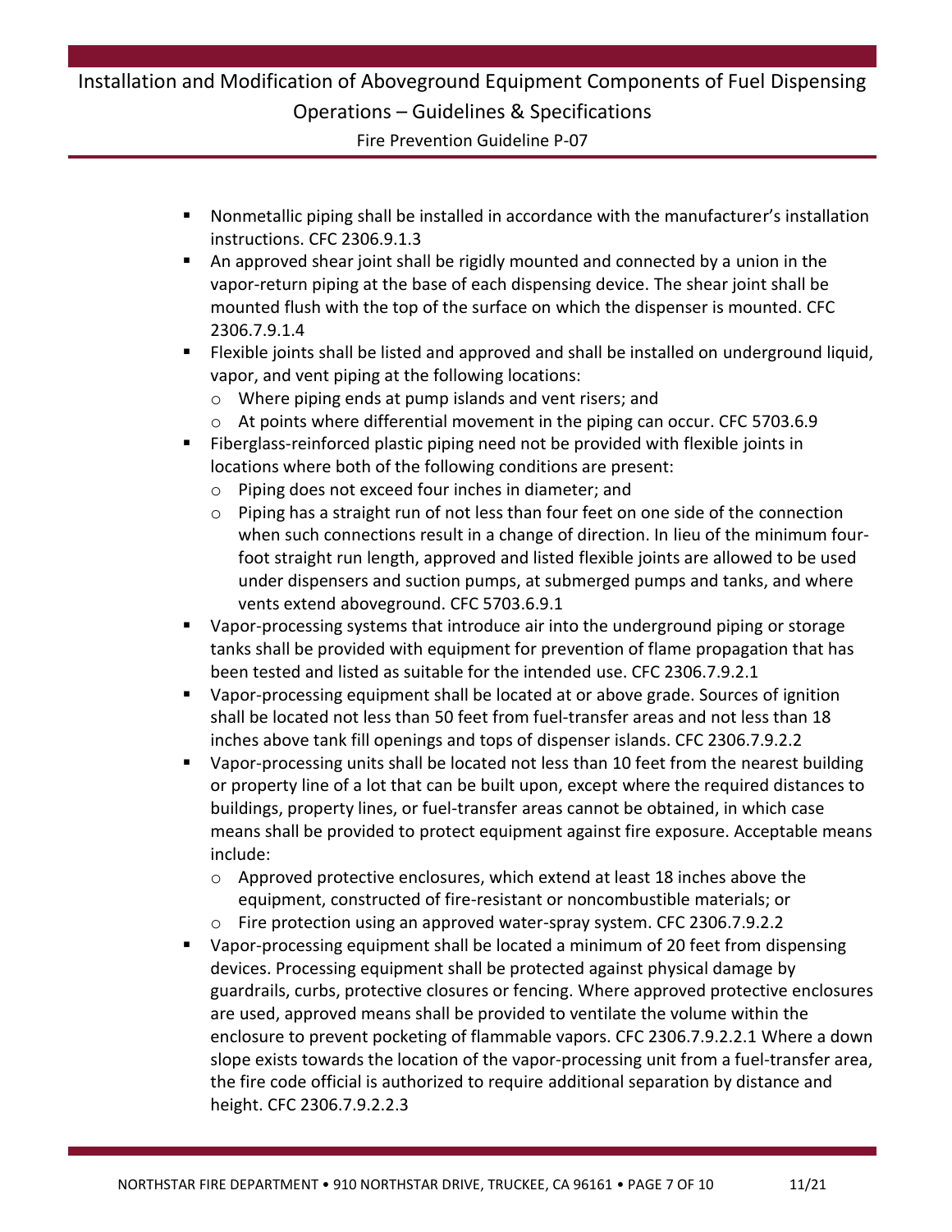- Nonmetallic piping shall be installed in accordance with the manufacturer's installation instructions. CFC 2306.9.1.3
- An approved shear joint shall be rigidly mounted and connected by a union in the vapor-return piping at the base of each dispensing device. The shear joint shall be mounted flush with the top of the surface on which the dispenser is mounted. CFC 2306.7.9.1.4
- Flexible joints shall be listed and approved and shall be installed on underground liquid, vapor, and vent piping at the following locations:
  - Where piping ends at pump islands and vent risers; and
  - At points where differential movement in the piping can occur. CFC 5703.6.9
- Fiberglass-reinforced plastic piping need not be provided with flexible joints in locations where both of the following conditions are present:
  - Piping does not exceed four inches in diameter; and
  - Piping has a straight run of not less than four feet on one side of the connection when such connections result in a change of direction. In lieu of the minimum four-foot straight run length, approved and listed flexible joints are allowed to be used under dispensers and suction pumps, at submerged pumps and tanks, and where vents extend aboveground. CFC 5703.6.9.1
- Vapor-processing systems that introduce air into the underground piping or storage tanks shall be provided with equipment for prevention of flame propagation that has been tested and listed as suitable for the intended use. CFC 2306.7.9.2.1
- Vapor-processing equipment shall be located at or above grade. Sources of ignition shall be located not less than 50 feet from fuel-transfer areas and not less than 18 inches above tank fill openings and tops of dispenser islands. CFC 2306.7.9.2.2
- Vapor-processing units shall be located not less than 10 feet from the nearest building or property line of a lot that can be built upon, except where the required distances to buildings, property lines, or fuel-transfer areas cannot be obtained, in which case means shall be provided to protect equipment against fire exposure. Acceptable means include:
  - Approved protective enclosures, which extend at least 18 inches above the equipment, constructed of fire-resistant or noncombustible materials; or
  - Fire protection using an approved water-spray system. CFC 2306.7.9.2.2
- Vapor-processing equipment shall be located a minimum of 20 feet from dispensing devices. Processing equipment shall be protected against physical damage by guardrails, curbs, protective closures or fencing. Where approved protective enclosures are used, approved means shall be provided to ventilate the volume within the enclosure to prevent pocketing of flammable vapors. CFC 2306.7.9.2.2.1 Where a down slope exists towards the location of the vapor-processing unit from a fuel-transfer area, the fire code official is authorized to require additional separation by distance and height. CFC 2306.7.9.2.2.3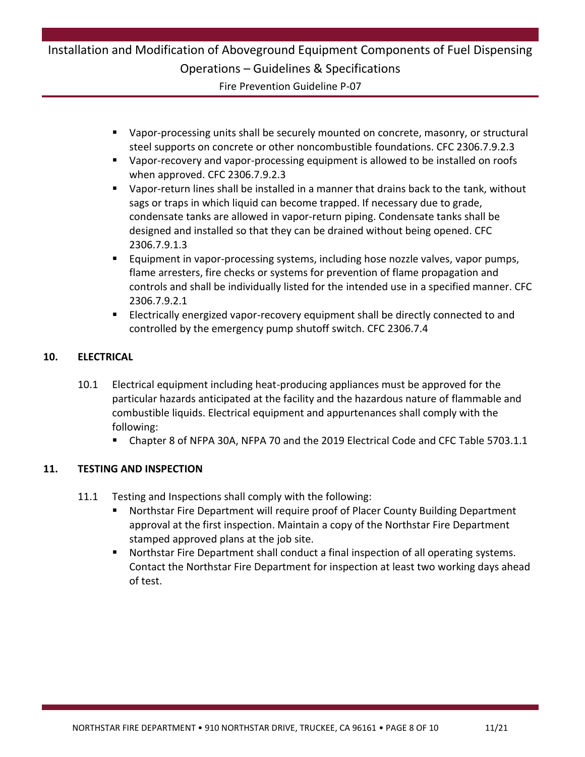- Vapor-processing units shall be securely mounted on concrete, masonry, or structural steel supports on concrete or other noncombustible foundations. CFC 2306.7.9.2.3
- Vapor-recovery and vapor-processing equipment is allowed to be installed on roofs when approved. CFC 2306.7.9.2.3
- Vapor-return lines shall be installed in a manner that drains back to the tank, without sags or traps in which liquid can become trapped. If necessary due to grade, condensate tanks are allowed in vapor-return piping. Condensate tanks shall be designed and installed so that they can be drained without being opened. CFC 2306.7.9.1.3
- Equipment in vapor-processing systems, including hose nozzle valves, vapor pumps, flame arresters, fire checks or systems for prevention of flame propagation and controls and shall be individually listed for the intended use in a specified manner. CFC 2306.7.9.2.1
- Electrically energized vapor-recovery equipment shall be directly connected to and controlled by the emergency pump shutoff switch. CFC 2306.7.4

## 10. ELECTRICAL

10.1 Electrical equipment including heat-producing appliances must be approved for the particular hazards anticipated at the facility and the hazardous nature of flammable and combustible liquids. Electrical equipment and appurtenances shall comply with the following:

- Chapter 8 of NFPA 30A, NFPA 70 and the 2019 Electrical Code and CFC Table 5703.1.1

## 11. TESTING AND INSPECTION

11.1 Testing and Inspections shall comply with the following:

- Northstar Fire Department will require proof of Placer County Building Department approval at the first inspection. Maintain a copy of the Northstar Fire Department stamped approved plans at the job site.
- Northstar Fire Department shall conduct a final inspection of all operating systems. Contact the Northstar Fire Department for inspection at least two working days ahead of test.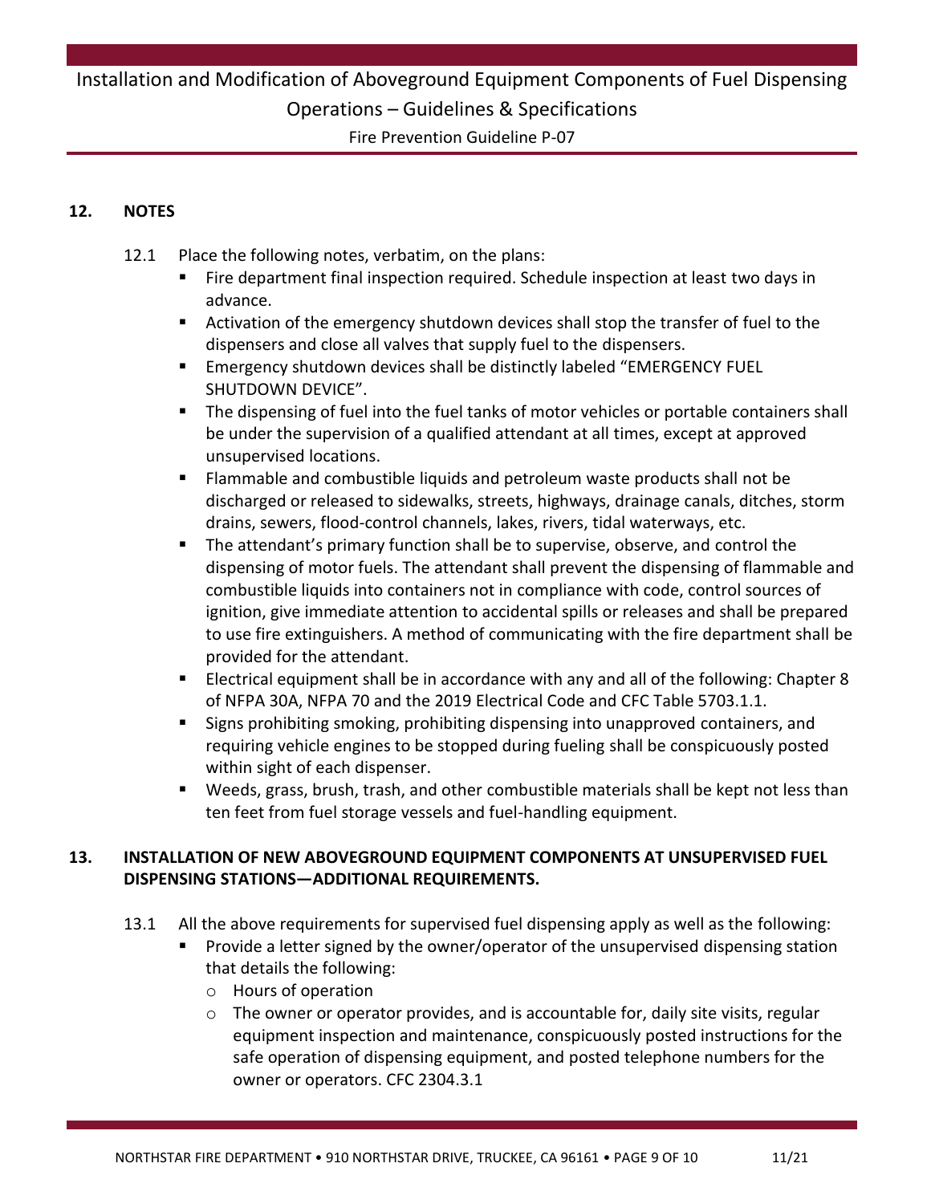## 12. NOTES

12.1 Place the following notes, verbatim, on the plans:

- Fire department final inspection required. Schedule inspection at least two days in advance.
- Activation of the emergency shutdown devices shall stop the transfer of fuel to the dispensers and close all valves that supply fuel to the dispensers.
- Emergency shutdown devices shall be distinctly labeled "EMERGENCY FUEL SHUTDOWN DEVICE".
- The dispensing of fuel into the fuel tanks of motor vehicles or portable containers shall be under the supervision of a qualified attendant at all times, except at approved unsupervised locations.
- Flammable and combustible liquids and petroleum waste products shall not be discharged or released to sidewalks, streets, highways, drainage canals, ditches, storm drains, sewers, flood-control channels, lakes, rivers, tidal waterways, etc.
- The attendant's primary function shall be to supervise, observe, and control the dispensing of motor fuels. The attendant shall prevent the dispensing of flammable and combustible liquids into containers not in compliance with code, control sources of ignition, give immediate attention to accidental spills or releases and shall be prepared to use fire extinguishers. A method of communicating with the fire department shall be provided for the attendant.
- Electrical equipment shall be in accordance with any and all of the following: Chapter 8 of NFPA 30A, NFPA 70 and the 2019 Electrical Code and CFC Table 5703.1.1.
- Signs prohibiting smoking, prohibiting dispensing into unapproved containers, and requiring vehicle engines to be stopped during fueling shall be conspicuously posted within sight of each dispenser.
- Weeds, grass, brush, trash, and other combustible materials shall be kept not less than ten feet from fuel storage vessels and fuel-handling equipment.

## 13. INSTALLATION OF NEW ABOVEGROUND EQUIPMENT COMPONENTS AT UNSUPERVISED FUEL DISPENSING STATIONS—ADDITIONAL REQUIREMENTS.

13.1 All the above requirements for supervised fuel dispensing apply as well as the following:

- Provide a letter signed by the owner/operator of the unsupervised dispensing station that details the following:
  - Hours of operation
  - The owner or operator provides, and is accountable for, daily site visits, regular equipment inspection and maintenance, conspicuously posted instructions for the safe operation of dispensing equipment, and posted telephone numbers for the owner or operators. CFC 2304.3.1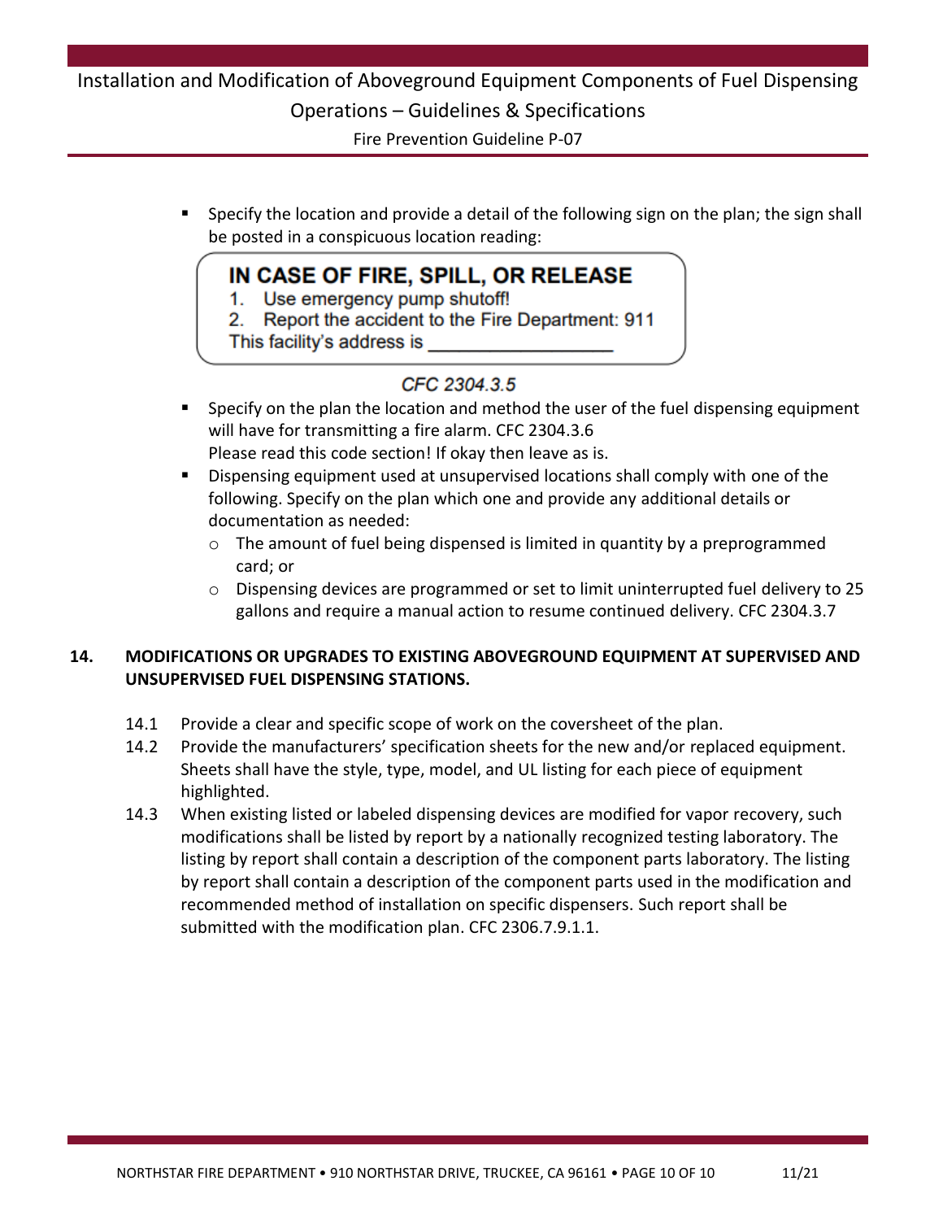- Specify the location and provide a detail of the following sign on the plan; the sign shall be posted in a conspicuous location reading:

  **IN CASE OF FIRE, SPILL, OR RELEASE**
  1. Use emergency pump shutoff!
  2. Report the accident to the Fire Department: 911

  This facility's address is ________________

  *CFC 2304.3.5*

- Specify on the plan the location and method the user of the fuel dispensing equipment will have for transmitting a fire alarm. CFC 2304.3.6
  Please read this code section! If okay then leave as is.
- Dispensing equipment used at unsupervised locations shall comply with one of the following. Specify on the plan which one and provide any additional details or documentation as needed:
  - The amount of fuel being dispensed is limited in quantity by a preprogrammed card; or
  - Dispensing devices are programmed or set to limit uninterrupted fuel delivery to 25 gallons and require a manual action to resume continued delivery. CFC 2304.3.7

**14. MODIFICATIONS OR UPGRADES TO EXISTING ABOVEGROUND EQUIPMENT AT SUPERVISED AND UNSUPERVISED FUEL DISPENSING STATIONS.**

14.1 Provide a clear and specific scope of work on the coversheet of the plan.

14.2 Provide the manufacturers' specification sheets for the new and/or replaced equipment. Sheets shall have the style, type, model, and UL listing for each piece of equipment highlighted.

14.3 When existing listed or labeled dispensing devices are modified for vapor recovery, such modifications shall be listed by report by a nationally recognized testing laboratory. The listing by report shall contain a description of the component parts laboratory. The listing by report shall contain a description of the component parts used in the modification and recommended method of installation on specific dispensers. Such report shall be submitted with the modification plan. CFC 2306.7.9.1.1.